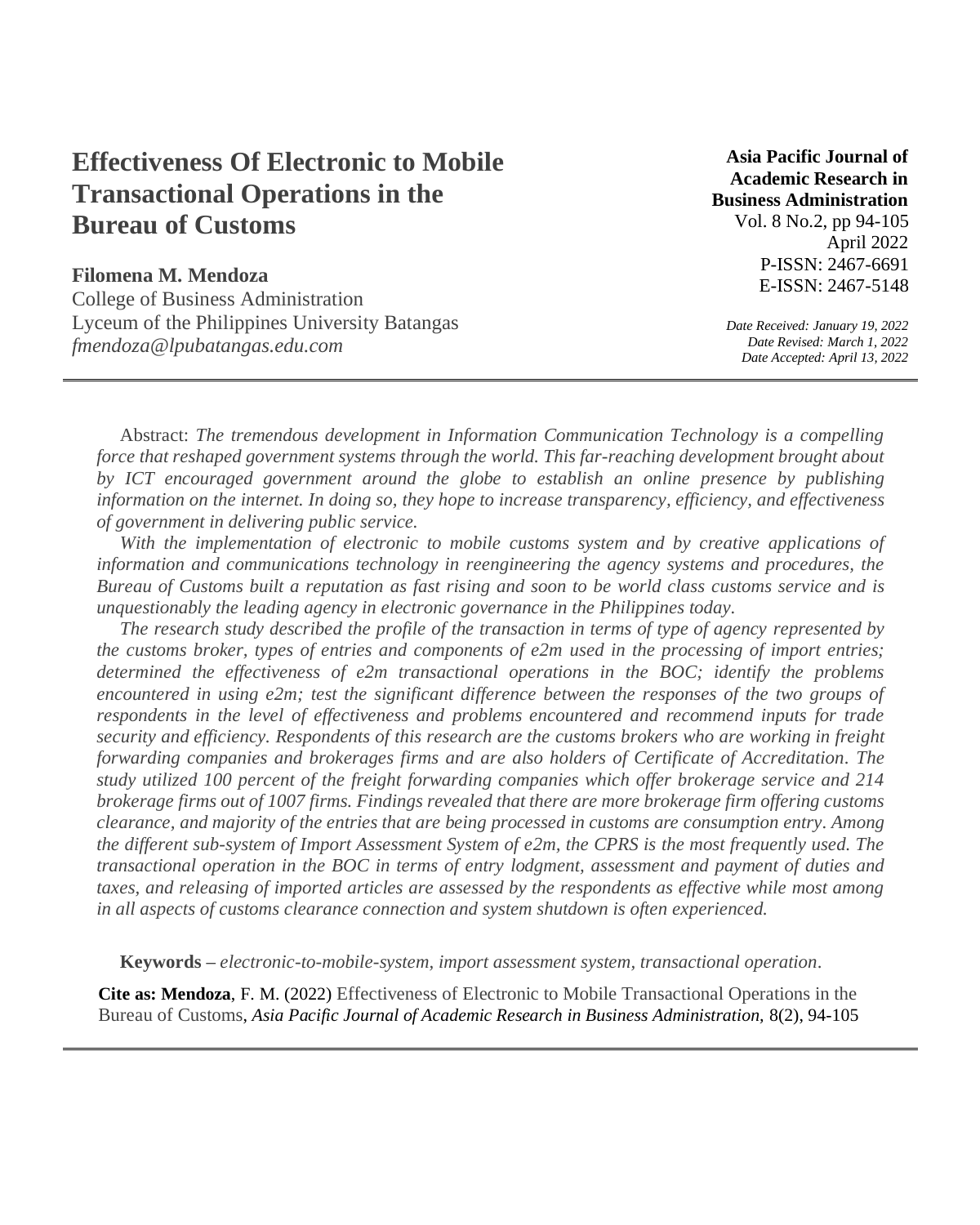# Effectiveness Of Electronic to Mobile Transactional Operations in the Bureau of Customs

**Filomena M. Mendoza**
College of Business Administration
Lyceum of the Philippines University Batangas
*fmendoza@lpubatangas.edu.com*

**Asia Pacific Journal of Academic Research in Business Administration**
Vol. 8 No.2, pp 94-105
April 2022
P-ISSN: 2467-6691
E-ISSN: 2467-5148

*Date Received: January 19, 2022*
*Date Revised: March 1, 2022*
*Date Accepted: April 13, 2022*

---

Abstract: *The tremendous development in Information Communication Technology is a compelling force that reshaped government systems through the world. This far-reaching development brought about by ICT encouraged government around the globe to establish an online presence by publishing information on the internet. In doing so, they hope to increase transparency, efficiency, and effectiveness of government in delivering public service.*

*With the implementation of electronic to mobile customs system and by creative applications of information and communications technology in reengineering the agency systems and procedures, the Bureau of Customs built a reputation as fast rising and soon to be world class customs service and is unquestionably the leading agency in electronic governance in the Philippines today.*

*The research study described the profile of the transaction in terms of type of agency represented by the customs broker, types of entries and components of e2m used in the processing of import entries; determined the effectiveness of e2m transactional operations in the BOC; identify the problems encountered in using e2m; test the significant difference between the responses of the two groups of respondents in the level of effectiveness and problems encountered and recommend inputs for trade security and efficiency. Respondents of this research are the customs brokers who are working in freight forwarding companies and brokerages firms and are also holders of Certificate of Accreditation. The study utilized 100 percent of the freight forwarding companies which offer brokerage service and 214 brokerage firms out of 1007 firms. Findings revealed that there are more brokerage firm offering customs clearance, and majority of the entries that are being processed in customs are consumption entry. Among the different sub-system of Import Assessment System of e2m, the CPRS is the most frequently used. The transactional operation in the BOC in terms of entry lodgment, assessment and payment of duties and taxes, and releasing of imported articles are assessed by the respondents as effective while most among in all aspects of customs clearance connection and system shutdown is often experienced.*

**Keywords –** *electronic-to-mobile-system, import assessment system, transactional operation*.

**Cite as: Mendoza**, F. M. (2022) Effectiveness of Electronic to Mobile Transactional Operations in the Bureau of Customs, *Asia Pacific Journal of Academic Research in Business Administration,* 8(2), 94-105

---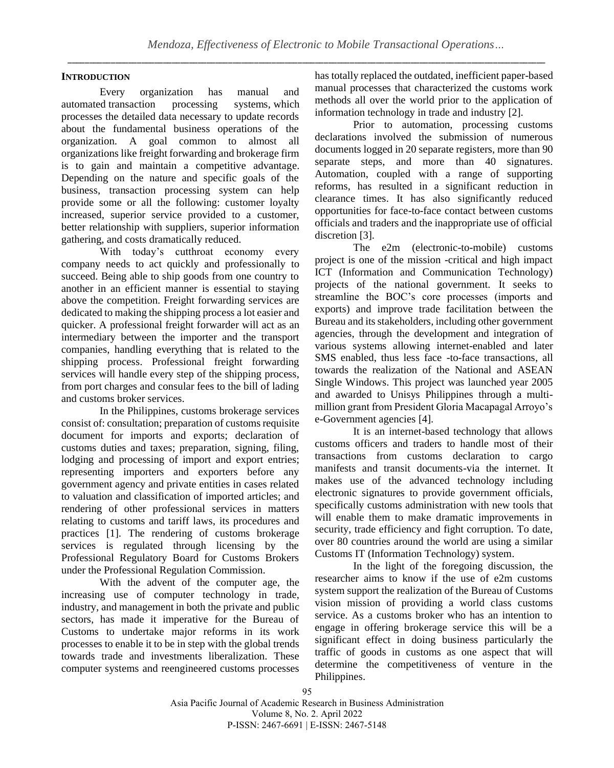## INTRODUCTION

Every organization has manual and automated transaction processing systems, which processes the detailed data necessary to update records about the fundamental business operations of the organization. A goal common to almost all organizations like freight forwarding and brokerage firm is to gain and maintain a competitive advantage. Depending on the nature and specific goals of the business, transaction processing system can help provide some or all the following: customer loyalty increased, superior service provided to a customer, better relationship with suppliers, superior information gathering, and costs dramatically reduced.

With today's cutthroat economy every company needs to act quickly and professionally to succeed. Being able to ship goods from one country to another in an efficient manner is essential to staying above the competition. Freight forwarding services are dedicated to making the shipping process a lot easier and quicker. A professional freight forwarder will act as an intermediary between the importer and the transport companies, handling everything that is related to the shipping process. Professional freight forwarding services will handle every step of the shipping process, from port charges and consular fees to the bill of lading and customs broker services.

In the Philippines, customs brokerage services consist of: consultation; preparation of customs requisite document for imports and exports; declaration of customs duties and taxes; preparation, signing, filing, lodging and processing of import and export entries; representing importers and exporters before any government agency and private entities in cases related to valuation and classification of imported articles; and rendering of other professional services in matters relating to customs and tariff laws, its procedures and practices [1]. The rendering of customs brokerage services is regulated through licensing by the Professional Regulatory Board for Customs Brokers under the Professional Regulation Commission.

With the advent of the computer age, the increasing use of computer technology in trade, industry, and management in both the private and public sectors, has made it imperative for the Bureau of Customs to undertake major reforms in its work processes to enable it to be in step with the global trends towards trade and investments liberalization. These computer systems and reengineered customs processes has totally replaced the outdated, inefficient paper-based manual processes that characterized the customs work methods all over the world prior to the application of information technology in trade and industry [2].

Prior to automation, processing customs declarations involved the submission of numerous documents logged in 20 separate registers, more than 90 separate steps, and more than 40 signatures. Automation, coupled with a range of supporting reforms, has resulted in a significant reduction in clearance times. It has also significantly reduced opportunities for face-to-face contact between customs officials and traders and the inappropriate use of official discretion [3].

The e2m (electronic-to-mobile) customs project is one of the mission -critical and high impact ICT (Information and Communication Technology) projects of the national government. It seeks to streamline the BOC's core processes (imports and exports) and improve trade facilitation between the Bureau and its stakeholders, including other government agencies, through the development and integration of various systems allowing internet-enabled and later SMS enabled, thus less face -to-face transactions, all towards the realization of the National and ASEAN Single Windows. This project was launched year 2005 and awarded to Unisys Philippines through a multi-million grant from President Gloria Macapagal Arroyo's e-Government agencies [4].

It is an internet-based technology that allows customs officers and traders to handle most of their transactions from customs declaration to cargo manifests and transit documents-via the internet. It makes use of the advanced technology including electronic signatures to provide government officials, specifically customs administration with new tools that will enable them to make dramatic improvements in security, trade efficiency and fight corruption. To date, over 80 countries around the world are using a similar Customs IT (Information Technology) system.

In the light of the foregoing discussion, the researcher aims to know if the use of e2m customs system support the realization of the Bureau of Customs vision mission of providing a world class customs service. As a customs broker who has an intention to engage in offering brokerage service this will be a significant effect in doing business particularly the traffic of goods in customs as one aspect that will determine the competitiveness of venture in the Philippines.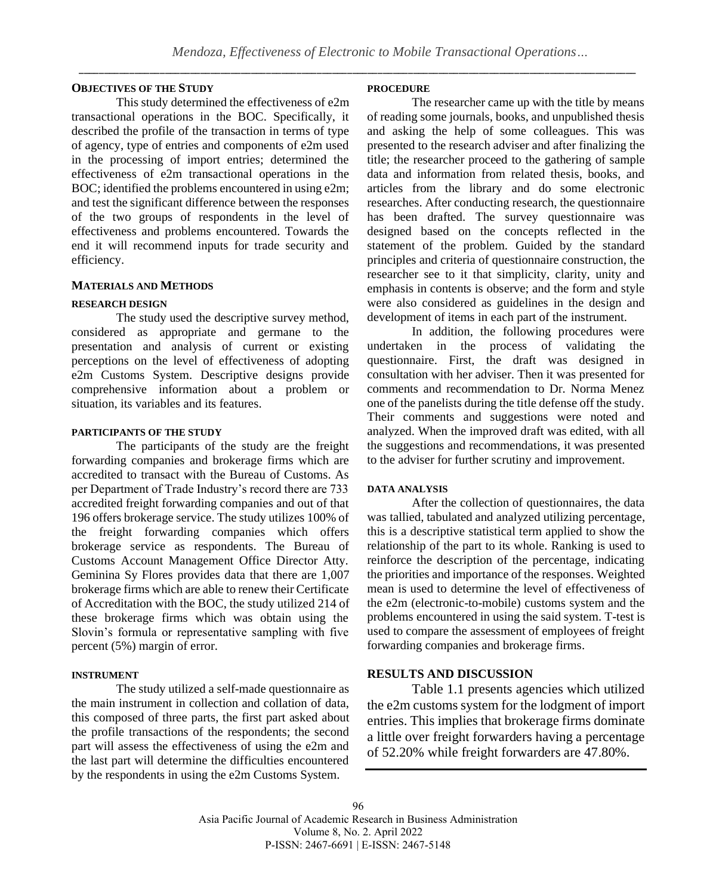## OBJECTIVES OF THE STUDY

This study determined the effectiveness of e2m transactional operations in the BOC. Specifically, it described the profile of the transaction in terms of type of agency, type of entries and components of e2m used in the processing of import entries; determined the effectiveness of e2m transactional operations in the BOC; identified the problems encountered in using e2m; and test the significant difference between the responses of the two groups of respondents in the level of effectiveness and problems encountered. Towards the end it will recommend inputs for trade security and efficiency.

## MATERIALS AND METHODS

### RESEARCH DESIGN

The study used the descriptive survey method, considered as appropriate and germane to the presentation and analysis of current or existing perceptions on the level of effectiveness of adopting e2m Customs System. Descriptive designs provide comprehensive information about a problem or situation, its variables and its features.

### PARTICIPANTS OF THE STUDY

The participants of the study are the freight forwarding companies and brokerage firms which are accredited to transact with the Bureau of Customs. As per Department of Trade Industry's record there are 733 accredited freight forwarding companies and out of that 196 offers brokerage service. The study utilizes 100% of the freight forwarding companies which offers brokerage service as respondents. The Bureau of Customs Account Management Office Director Atty. Geminina Sy Flores provides data that there are 1,007 brokerage firms which are able to renew their Certificate of Accreditation with the BOC, the study utilized 214 of these brokerage firms which was obtain using the Slovin's formula or representative sampling with five percent (5%) margin of error.

### INSTRUMENT

The study utilized a self-made questionnaire as the main instrument in collection and collation of data, this composed of three parts, the first part asked about the profile transactions of the respondents; the second part will assess the effectiveness of using the e2m and the last part will determine the difficulties encountered by the respondents in using the e2m Customs System.

### PROCEDURE

The researcher came up with the title by means of reading some journals, books, and unpublished thesis and asking the help of some colleagues. This was presented to the research adviser and after finalizing the title; the researcher proceed to the gathering of sample data and information from related thesis, books, and articles from the library and do some electronic researches. After conducting research, the questionnaire has been drafted. The survey questionnaire was designed based on the concepts reflected in the statement of the problem. Guided by the standard principles and criteria of questionnaire construction, the researcher see to it that simplicity, clarity, unity and emphasis in contents is observe; and the form and style were also considered as guidelines in the design and development of items in each part of the instrument.

In addition, the following procedures were undertaken in the process of validating the questionnaire. First, the draft was designed in consultation with her adviser. Then it was presented for comments and recommendation to Dr. Norma Menez one of the panelists during the title defense off the study. Their comments and suggestions were noted and analyzed. When the improved draft was edited, with all the suggestions and recommendations, it was presented to the adviser for further scrutiny and improvement.

### DATA ANALYSIS

After the collection of questionnaires, the data was tallied, tabulated and analyzed utilizing percentage, this is a descriptive statistical term applied to show the relationship of the part to its whole. Ranking is used to reinforce the description of the percentage, indicating the priorities and importance of the responses. Weighted mean is used to determine the level of effectiveness of the e2m (electronic-to-mobile) customs system and the problems encountered in using the said system. T-test is used to compare the assessment of employees of freight forwarding companies and brokerage firms.

## RESULTS AND DISCUSSION

Table 1.1 presents agencies which utilized the e2m customs system for the lodgment of import entries. This implies that brokerage firms dominate a little over freight forwarders having a percentage of 52.20% while freight forwarders are 47.80%.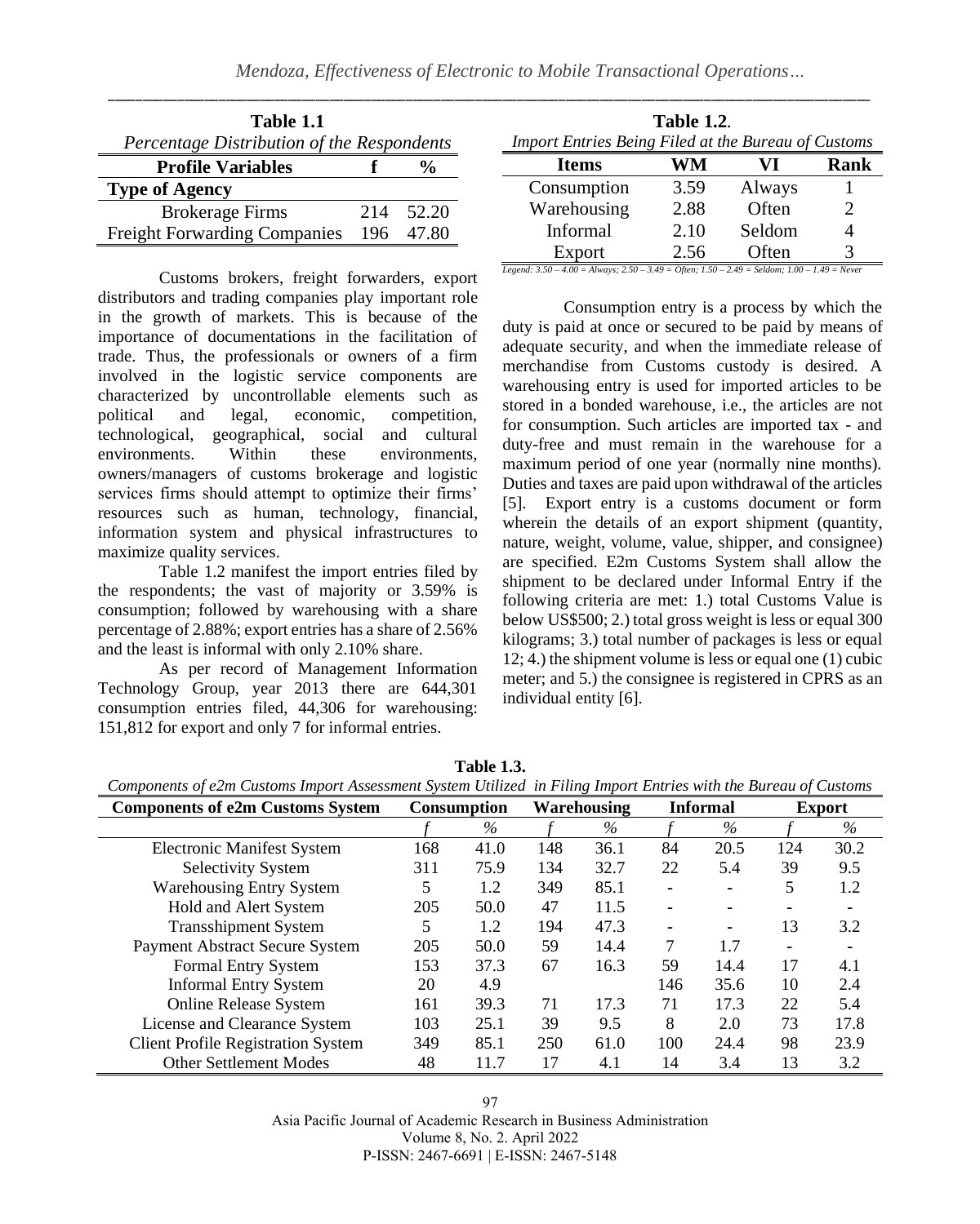**Table 1.1**
*Percentage Distribution of the Respondents*

| Profile Variables | f | % |
|---|---|---|
| **Type of Agency** | | |
| Brokerage Firms | 214 | 52.20 |
| Freight Forwarding Companies | 196 | 47.80 |

Customs brokers, freight forwarders, export distributors and trading companies play important role in the growth of markets. This is because of the importance of documentations in the facilitation of trade. Thus, the professionals or owners of a firm involved in the logistic service components are characterized by uncontrollable elements such as political and legal, economic, competition, technological, geographical, social and cultural environments. Within these environments, owners/managers of customs brokerage and logistic services firms should attempt to optimize their firms' resources such as human, technology, financial, information system and physical infrastructures to maximize quality services.

Table 1.2 manifest the import entries filed by the respondents; the vast of majority or 3.59% is consumption; followed by warehousing with a share percentage of 2.88%; export entries has a share of 2.56% and the least is informal with only 2.10% share.

As per record of Management Information Technology Group, year 2013 there are 644,301 consumption entries filed, 44,306 for warehousing: 151,812 for export and only 7 for informal entries.

**Table 1.2**.
*Import Entries Being Filed at the Bureau of Customs*

| Items | WM | VI | Rank |
|---|---|---|---|
| Consumption | 3.59 | Always | 1 |
| Warehousing | 2.88 | Often | 2 |
| Informal | 2.10 | Seldom | 4 |
| Export | 2.56 | Often | 3 |

*Legend: 3.50 – 4.00 = Always; 2.50 – 3.49 = Often; 1.50 – 2.49 = Seldom; 1.00 – 1.49 = Never*

Consumption entry is a process by which the duty is paid at once or secured to be paid by means of adequate security, and when the immediate release of merchandise from Customs custody is desired. A warehousing entry is used for imported articles to be stored in a bonded warehouse, i.e., the articles are not for consumption. Such articles are imported tax - and duty-free and must remain in the warehouse for a maximum period of one year (normally nine months). Duties and taxes are paid upon withdrawal of the articles [5]. Export entry is a customs document or form wherein the details of an export shipment (quantity, nature, weight, volume, value, shipper, and consignee) are specified. E2m Customs System shall allow the shipment to be declared under Informal Entry if the following criteria are met: 1.) total Customs Value is below US$500; 2.) total gross weight is less or equal 300 kilograms; 3.) total number of packages is less or equal 12; 4.) the shipment volume is less or equal one (1) cubic meter; and 5.) the consignee is registered in CPRS as an individual entity [6].

**Table 1.3.**
*Components of e2m Customs Import Assessment System Utilized in Filing Import Entries with the Bureau of Customs*

| Components of e2m Customs System | Consumption | | Warehousing | | Informal | | Export | |
|---|---|---|---|---|---|---|---|---|
| | *f* | % | *f* | % | *f* | % | *f* | % |
| Electronic Manifest System | 168 | 41.0 | 148 | 36.1 | 84 | 20.5 | 124 | 30.2 |
| Selectivity System | 311 | 75.9 | 134 | 32.7 | 22 | 5.4 | 39 | 9.5 |
| Warehousing Entry System | 5 | 1.2 | 349 | 85.1 | - | - | 5 | 1.2 |
| Hold and Alert System | 205 | 50.0 | 47 | 11.5 | - | - | - | - |
| Transshipment System | 5 | 1.2 | 194 | 47.3 | - | - | 13 | 3.2 |
| Payment Abstract Secure System | 205 | 50.0 | 59 | 14.4 | 7 | 1.7 | - | - |
| Formal Entry System | 153 | 37.3 | 67 | 16.3 | 59 | 14.4 | 17 | 4.1 |
| Informal Entry System | 20 | 4.9 | | | 146 | 35.6 | 10 | 2.4 |
| Online Release System | 161 | 39.3 | 71 | 17.3 | 71 | 17.3 | 22 | 5.4 |
| License and Clearance System | 103 | 25.1 | 39 | 9.5 | 8 | 2.0 | 73 | 17.8 |
| Client Profile Registration System | 349 | 85.1 | 250 | 61.0 | 100 | 24.4 | 98 | 23.9 |
| Other Settlement Modes | 48 | 11.7 | 17 | 4.1 | 14 | 3.4 | 13 | 3.2 |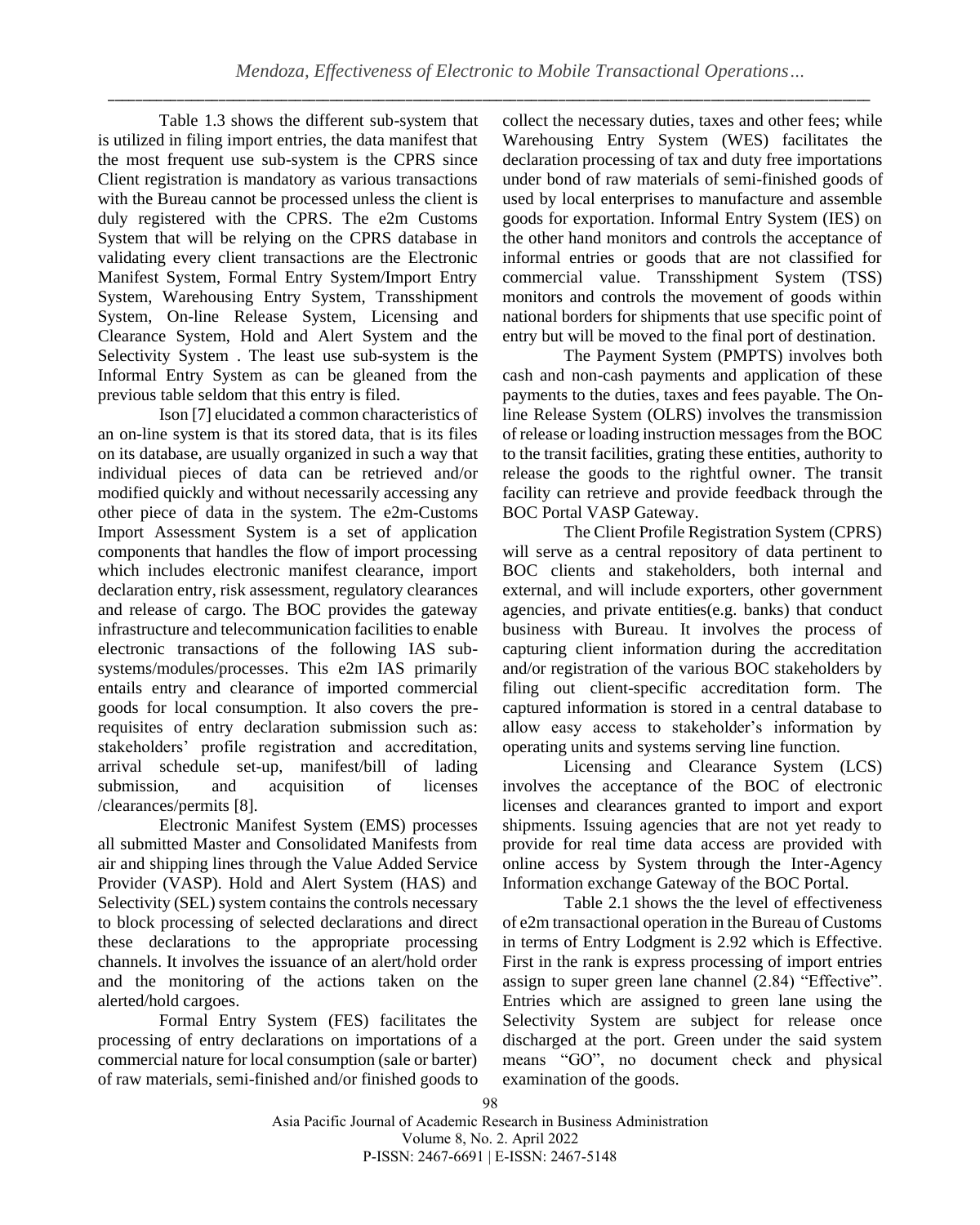Table 1.3 shows the different sub-system that is utilized in filing import entries, the data manifest that the most frequent use sub-system is the CPRS since Client registration is mandatory as various transactions with the Bureau cannot be processed unless the client is duly registered with the CPRS. The e2m Customs System that will be relying on the CPRS database in validating every client transactions are the Electronic Manifest System, Formal Entry System/Import Entry System, Warehousing Entry System, Transshipment System, On-line Release System, Licensing and Clearance System, Hold and Alert System and the Selectivity System . The least use sub-system is the Informal Entry System as can be gleaned from the previous table seldom that this entry is filed.

Ison [7] elucidated a common characteristics of an on-line system is that its stored data, that is its files on its database, are usually organized in such a way that individual pieces of data can be retrieved and/or modified quickly and without necessarily accessing any other piece of data in the system. The e2m-Customs Import Assessment System is a set of application components that handles the flow of import processing which includes electronic manifest clearance, import declaration entry, risk assessment, regulatory clearances and release of cargo. The BOC provides the gateway infrastructure and telecommunication facilities to enable electronic transactions of the following IAS sub-systems/modules/processes. This e2m IAS primarily entails entry and clearance of imported commercial goods for local consumption. It also covers the pre-requisites of entry declaration submission such as: stakeholders' profile registration and accreditation, arrival schedule set-up, manifest/bill of lading submission, and acquisition of licenses /clearances/permits [8].

Electronic Manifest System (EMS) processes all submitted Master and Consolidated Manifests from air and shipping lines through the Value Added Service Provider (VASP). Hold and Alert System (HAS) and Selectivity (SEL) system contains the controls necessary to block processing of selected declarations and direct these declarations to the appropriate processing channels. It involves the issuance of an alert/hold order and the monitoring of the actions taken on the alerted/hold cargoes.

Formal Entry System (FES) facilitates the processing of entry declarations on importations of a commercial nature for local consumption (sale or barter) of raw materials, semi-finished and/or finished goods to collect the necessary duties, taxes and other fees; while Warehousing Entry System (WES) facilitates the declaration processing of tax and duty free importations under bond of raw materials of semi-finished goods of used by local enterprises to manufacture and assemble goods for exportation. Informal Entry System (IES) on the other hand monitors and controls the acceptance of informal entries or goods that are not classified for commercial value. Transshipment System (TSS) monitors and controls the movement of goods within national borders for shipments that use specific point of entry but will be moved to the final port of destination.

The Payment System (PMPTS) involves both cash and non-cash payments and application of these payments to the duties, taxes and fees payable. The On-line Release System (OLRS) involves the transmission of release or loading instruction messages from the BOC to the transit facilities, grating these entities, authority to release the goods to the rightful owner. The transit facility can retrieve and provide feedback through the BOC Portal VASP Gateway.

The Client Profile Registration System (CPRS) will serve as a central repository of data pertinent to BOC clients and stakeholders, both internal and external, and will include exporters, other government agencies, and private entities(e.g. banks) that conduct business with Bureau. It involves the process of capturing client information during the accreditation and/or registration of the various BOC stakeholders by filing out client-specific accreditation form. The captured information is stored in a central database to allow easy access to stakeholder's information by operating units and systems serving line function.

Licensing and Clearance System (LCS) involves the acceptance of the BOC of electronic licenses and clearances granted to import and export shipments. Issuing agencies that are not yet ready to provide for real time data access are provided with online access by System through the Inter-Agency Information exchange Gateway of the BOC Portal.

Table 2.1 shows the the level of effectiveness of e2m transactional operation in the Bureau of Customs in terms of Entry Lodgment is 2.92 which is Effective. First in the rank is express processing of import entries assign to super green lane channel (2.84) "Effective". Entries which are assigned to green lane using the Selectivity System are subject for release once discharged at the port. Green under the said system means "GO", no document check and physical examination of the goods.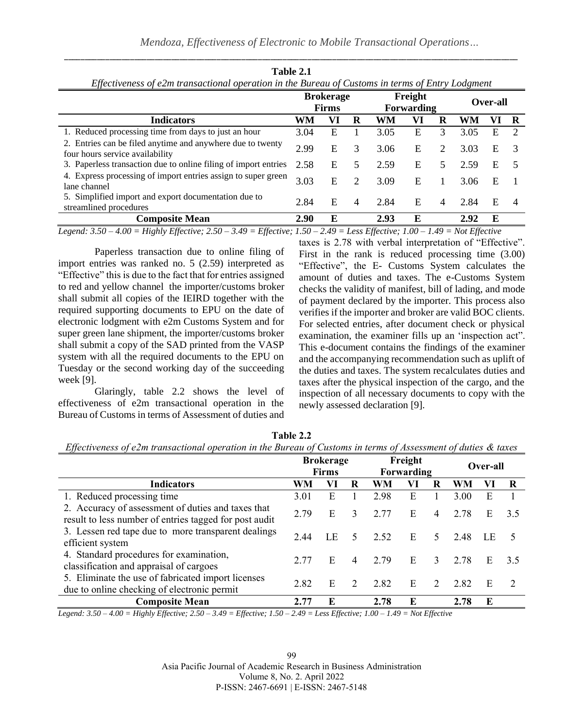**Table 2.1**

*Effectiveness of e2m transactional operation in the Bureau of Customs in terms of Entry Lodgment*

| | Brokerage Firms | | | Freight Forwarding | | | Over-all | | |
|---|---|---|---|---|---|---|---|---|---|
| **Indicators** | **WM** | **VI** | **R** | **WM** | **VI** | **R** | **WM** | **VI** | **R** |
| 1. Reduced processing time from days to just an hour | 3.04 | E | 1 | 3.05 | E | 3 | 3.05 | E | 2 |
| 2. Entries can be filed anytime and anywhere due to twenty four hours service availability | 2.99 | E | 3 | 3.06 | E | 2 | 3.03 | E | 3 |
| 3. Paperless transaction due to online filing of import entries | 2.58 | E | 5 | 2.59 | E | 5 | 2.59 | E | 5 |
| 4. Express processing of import entries assign to super green lane channel | 3.03 | E | 2 | 3.09 | E | 1 | 3.06 | E | 1 |
| 5. Simplified import and export documentation due to streamlined procedures | 2.84 | E | 4 | 2.84 | E | 4 | 2.84 | E | 4 |
| **Composite Mean** | **2.90** | **E** | | **2.93** | **E** | | **2.92** | **E** | |

*Legend: 3.50 – 4.00 = Highly Effective; 2.50 – 3.49 = Effective; 1.50 – 2.49 = Less Effective; 1.00 – 1.49 = Not Effective*

Paperless transaction due to online filing of import entries was ranked no. 5 (2.59) interpreted as "Effective" this is due to the fact that for entries assigned to red and yellow channel the importer/customs broker shall submit all copies of the IEIRD together with the required supporting documents to EPU on the date of electronic lodgment with e2m Customs System and for super green lane shipment, the importer/customs broker shall submit a copy of the SAD printed from the VASP system with all the required documents to the EPU on Tuesday or the second working day of the succeeding week [9].

Glaringly, table 2.2 shows the level of effectiveness of e2m transactional operation in the Bureau of Customs in terms of Assessment of duties and taxes is 2.78 with verbal interpretation of "Effective". First in the rank is reduced processing time (3.00) "Effective", the E- Customs System calculates the amount of duties and taxes. The e-Customs System checks the validity of manifest, bill of lading, and mode of payment declared by the importer. This process also verifies if the importer and broker are valid BOC clients. For selected entries, after document check or physical examination, the examiner fills up an 'inspection act". This e-document contains the findings of the examiner and the accompanying recommendation such as uplift of the duties and taxes. The system recalculates duties and taxes after the physical inspection of the cargo, and the inspection of all necessary documents to copy with the newly assessed declaration [9].

**Table 2.2**

*Effectiveness of e2m transactional operation in the Bureau of Customs in terms of Assessment of duties & taxes*

| | Brokerage Firms | | | Freight Forwarding | | | Over-all | | |
|---|---|---|---|---|---|---|---|---|---|
| **Indicators** | **WM** | **VI** | **R** | **WM** | **VI** | **R** | **WM** | **VI** | **R** |
| 1. Reduced processing time | 3.01 | E | 1 | 2.98 | E | 1 | 3.00 | E | 1 |
| 2. Accuracy of assessment of duties and taxes that result to less number of entries tagged for post audit | 2.79 | E | 3 | 2.77 | E | 4 | 2.78 | E | 3.5 |
| 3. Lessen red tape due to more transparent dealings efficient system | 2.44 | LE | 5 | 2.52 | E | 5 | 2.48 | LE | 5 |
| 4. Standard procedures for examination, classification and appraisal of cargoes | 2.77 | E | 4 | 2.79 | E | 3 | 2.78 | E | 3.5 |
| 5. Eliminate the use of fabricated import licenses due to online checking of electronic permit | 2.82 | E | 2 | 2.82 | E | 2 | 2.82 | E | 2 |
| **Composite Mean** | **2.77** | **E** | | **2.78** | **E** | | **2.78** | **E** | |

*Legend: 3.50 – 4.00 = Highly Effective; 2.50 – 3.49 = Effective; 1.50 – 2.49 = Less Effective; 1.00 – 1.49 = Not Effective*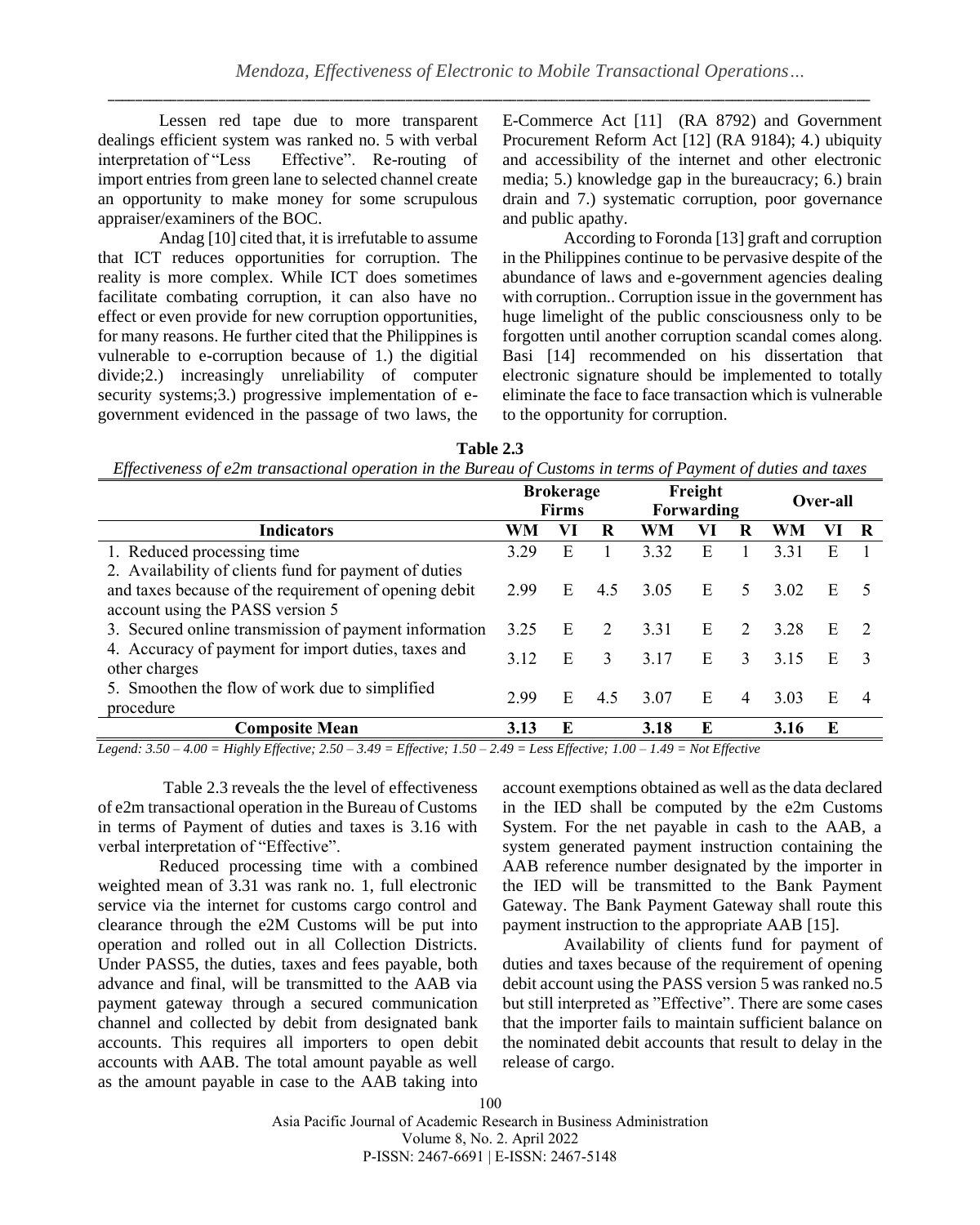Lessen red tape due to more transparent dealings efficient system was ranked no. 5 with verbal interpretation of "Less Effective". Re-routing of import entries from green lane to selected channel create an opportunity to make money for some scrupulous appraiser/examiners of the BOC.

Andag [10] cited that, it is irrefutable to assume that ICT reduces opportunities for corruption. The reality is more complex. While ICT does sometimes facilitate combating corruption, it can also have no effect or even provide for new corruption opportunities, for many reasons. He further cited that the Philippines is vulnerable to e-corruption because of 1.) the digitial divide;2.) increasingly unreliability of computer security systems;3.) progressive implementation of e-government evidenced in the passage of two laws, the E-Commerce Act [11] (RA 8792) and Government Procurement Reform Act [12] (RA 9184); 4.) ubiquity and accessibility of the internet and other electronic media; 5.) knowledge gap in the bureaucracy; 6.) brain drain and 7.) systematic corruption, poor governance and public apathy.

According to Foronda [13] graft and corruption in the Philippines continue to be pervasive despite of the abundance of laws and e-government agencies dealing with corruption.. Corruption issue in the government has huge limelight of the public consciousness only to be forgotten until another corruption scandal comes along. Basi [14] recommended on his dissertation that electronic signature should be implemented to totally eliminate the face to face transaction which is vulnerable to the opportunity for corruption.

**Table 2.3**

*Effectiveness of e2m transactional operation in the Bureau of Customs in terms of Payment of duties and taxes*

| | Brokerage Firms | | | Freight Forwarding | | | Over-all | | |
|---|---|---|---|---|---|---|---|---|---|
| **Indicators** | **WM** | **VI** | **R** | **WM** | **VI** | **R** | **WM** | **VI** | **R** |
| 1. Reduced processing time | 3.29 | E | 1 | 3.32 | E | 1 | 3.31 | E | 1 |
| 2. Availability of clients fund for payment of duties and taxes because of the requirement of opening debit account using the PASS version 5 | 2.99 | E | 4.5 | 3.05 | E | 5 | 3.02 | E | 5 |
| 3. Secured online transmission of payment information | 3.25 | E | 2 | 3.31 | E | 2 | 3.28 | E | 2 |
| 4. Accuracy of payment for import duties, taxes and other charges | 3.12 | E | 3 | 3.17 | E | 3 | 3.15 | E | 3 |
| 5. Smoothen the flow of work due to simplified procedure | 2.99 | E | 4.5 | 3.07 | E | 4 | 3.03 | E | 4 |
| **Composite Mean** | **3.13** | **E** | | **3.18** | **E** | | **3.16** | **E** | |

*Legend: 3.50 – 4.00 = Highly Effective; 2.50 – 3.49 = Effective; 1.50 – 2.49 = Less Effective; 1.00 – 1.49 = Not Effective*

Table 2.3 reveals the the level of effectiveness of e2m transactional operation in the Bureau of Customs in terms of Payment of duties and taxes is 3.16 with verbal interpretation of "Effective".

Reduced processing time with a combined weighted mean of 3.31 was rank no. 1, full electronic service via the internet for customs cargo control and clearance through the e2M Customs will be put into operation and rolled out in all Collection Districts. Under PASS5, the duties, taxes and fees payable, both advance and final, will be transmitted to the AAB via payment gateway through a secured communication channel and collected by debit from designated bank accounts. This requires all importers to open debit accounts with AAB. The total amount payable as well as the amount payable in case to the AAB taking into account exemptions obtained as well as the data declared in the IED shall be computed by the e2m Customs System. For the net payable in cash to the AAB, a system generated payment instruction containing the AAB reference number designated by the importer in the IED will be transmitted to the Bank Payment Gateway. The Bank Payment Gateway shall route this payment instruction to the appropriate AAB [15].

Availability of clients fund for payment of duties and taxes because of the requirement of opening debit account using the PASS version 5 was ranked no.5 but still interpreted as "Effective". There are some cases that the importer fails to maintain sufficient balance on the nominated debit accounts that result to delay in the release of cargo.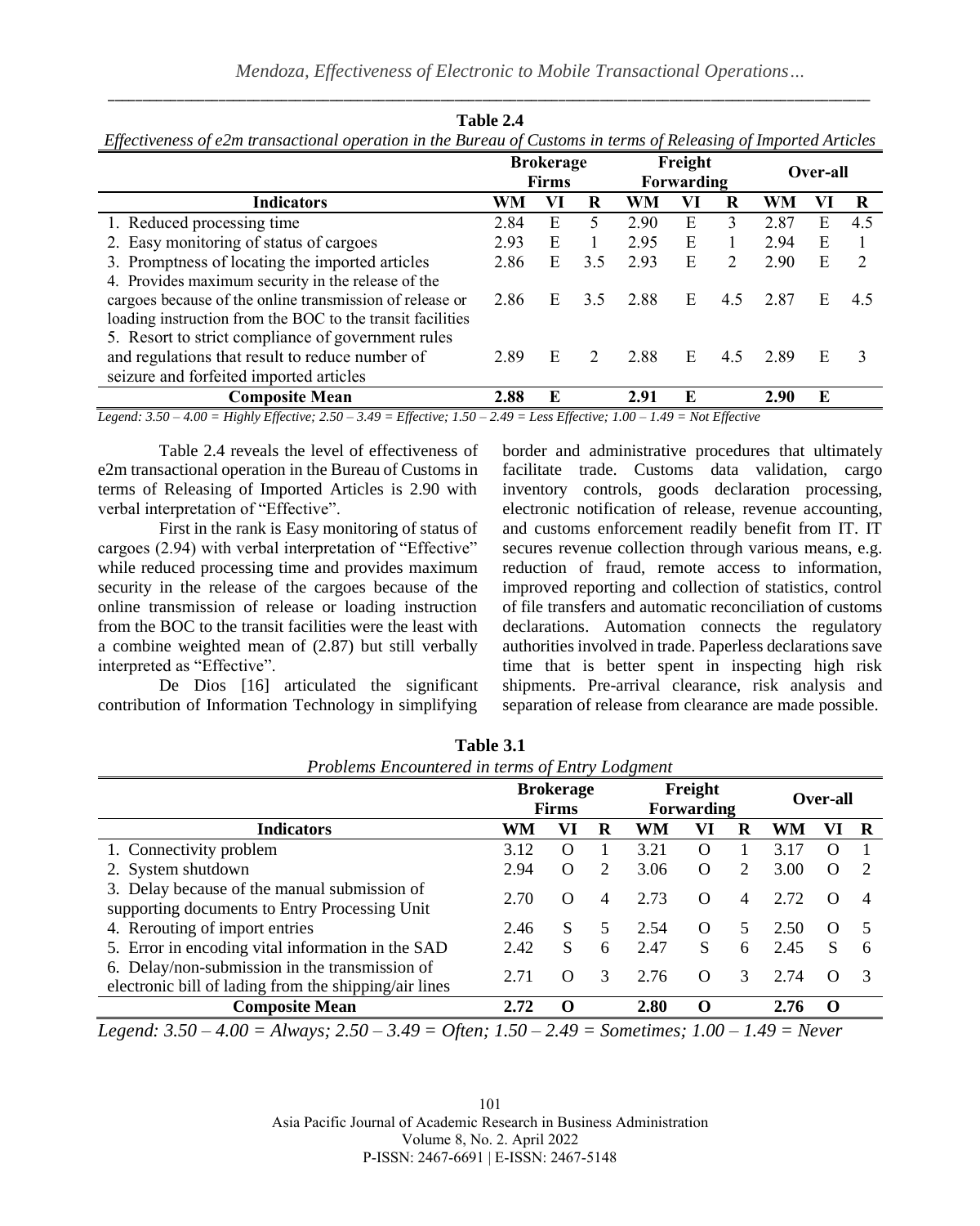**Table 2.4**

*Effectiveness of e2m transactional operation in the Bureau of Customs in terms of Releasing of Imported Articles*

| | Brokerage Firms | | | Freight Forwarding | | | Over-all | | |
|---|---|---|---|---|---|---|---|---|---|
| **Indicators** | **WM** | **VI** | **R** | **WM** | **VI** | **R** | **WM** | **VI** | **R** |
| 1. Reduced processing time | 2.84 | E | 5 | 2.90 | E | 3 | 2.87 | E | 4.5 |
| 2. Easy monitoring of status of cargoes | 2.93 | E | 1 | 2.95 | E | 1 | 2.94 | E | 1 |
| 3. Promptness of locating the imported articles | 2.86 | E | 3.5 | 2.93 | E | 2 | 2.90 | E | 2 |
| 4. Provides maximum security in the release of the cargoes because of the online transmission of release or loading instruction from the BOC to the transit facilities | 2.86 | E | 3.5 | 2.88 | E | 4.5 | 2.87 | E | 4.5 |
| 5. Resort to strict compliance of government rules and regulations that result to reduce number of seizure and forfeited imported articles | 2.89 | E | 2 | 2.88 | E | 4.5 | 2.89 | E | 3 |
| **Composite Mean** | **2.88** | **E** | | **2.91** | **E** | | **2.90** | **E** | |

*Legend: 3.50 – 4.00 = Highly Effective; 2.50 – 3.49 = Effective; 1.50 – 2.49 = Less Effective; 1.00 – 1.49 = Not Effective*

Table 2.4 reveals the level of effectiveness of e2m transactional operation in the Bureau of Customs in terms of Releasing of Imported Articles is 2.90 with verbal interpretation of "Effective".

First in the rank is Easy monitoring of status of cargoes (2.94) with verbal interpretation of "Effective" while reduced processing time and provides maximum security in the release of the cargoes because of the online transmission of release or loading instruction from the BOC to the transit facilities were the least with a combine weighted mean of (2.87) but still verbally interpreted as "Effective".

De Dios [16] articulated the significant contribution of Information Technology in simplifying border and administrative procedures that ultimately facilitate trade. Customs data validation, cargo inventory controls, goods declaration processing, electronic notification of release, revenue accounting, and customs enforcement readily benefit from IT. IT secures revenue collection through various means, e.g. reduction of fraud, remote access to information, improved reporting and collection of statistics, control of file transfers and automatic reconciliation of customs declarations. Automation connects the regulatory authorities involved in trade. Paperless declarations save time that is better spent in inspecting high risk shipments. Pre-arrival clearance, risk analysis and separation of release from clearance are made possible.

**Table 3.1**

*Problems Encountered in terms of Entry Lodgment*

| | Brokerage Firms | | | Freight Forwarding | | | Over-all | | |
|---|---|---|---|---|---|---|---|---|---|
| **Indicators** | **WM** | **VI** | **R** | **WM** | **VI** | **R** | **WM** | **VI** | **R** |
| 1. Connectivity problem | 3.12 | O | 1 | 3.21 | O | 1 | 3.17 | O | 1 |
| 2. System shutdown | 2.94 | O | 2 | 3.06 | O | 2 | 3.00 | O | 2 |
| 3. Delay because of the manual submission of supporting documents to Entry Processing Unit | 2.70 | O | 4 | 2.73 | O | 4 | 2.72 | O | 4 |
| 4. Rerouting of import entries | 2.46 | S | 5 | 2.54 | O | 5 | 2.50 | O | 5 |
| 5. Error in encoding vital information in the SAD | 2.42 | S | 6 | 2.47 | S | 6 | 2.45 | S | 6 |
| 6. Delay/non-submission in the transmission of electronic bill of lading from the shipping/air lines | 2.71 | O | 3 | 2.76 | O | 3 | 2.74 | O | 3 |
| **Composite Mean** | **2.72** | **O** | | **2.80** | **O** | | **2.76** | **O** | |

*Legend: 3.50 – 4.00 = Always; 2.50 – 3.49 = Often; 1.50 – 2.49 = Sometimes; 1.00 – 1.49 = Never*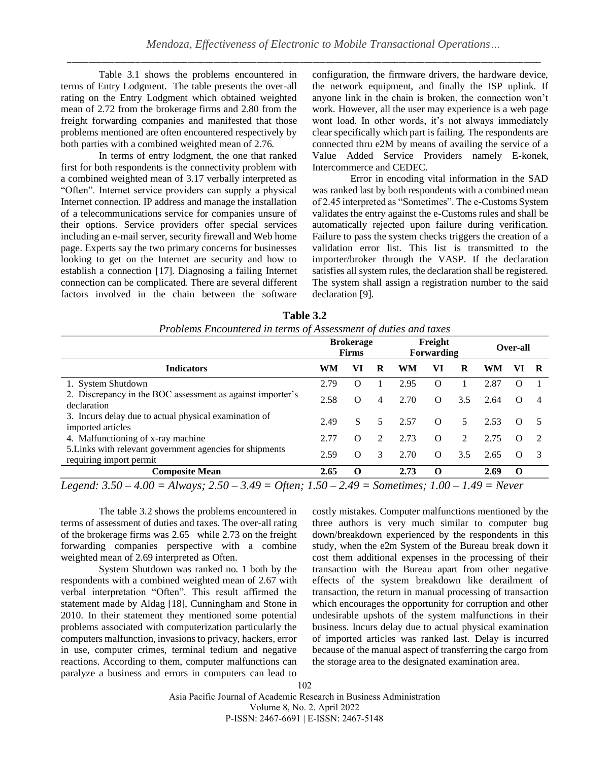Table 3.1 shows the problems encountered in terms of Entry Lodgment. The table presents the over-all rating on the Entry Lodgment which obtained weighted mean of 2.72 from the brokerage firms and 2.80 from the freight forwarding companies and manifested that those problems mentioned are often encountered respectively by both parties with a combined weighted mean of 2.76.

In terms of entry lodgment, the one that ranked first for both respondents is the connectivity problem with a combined weighted mean of 3.17 verbally interpreted as "Often". Internet service providers can supply a physical Internet connection. IP address and manage the installation of a telecommunications service for companies unsure of their options. Service providers offer special services including an e-mail server, security firewall and Web home page. Experts say the two primary concerns for businesses looking to get on the Internet are security and how to establish a connection [17]. Diagnosing a failing Internet connection can be complicated. There are several different factors involved in the chain between the software configuration, the firmware drivers, the hardware device, the network equipment, and finally the ISP uplink. If anyone link in the chain is broken, the connection won't work. However, all the user may experience is a web page wont load. In other words, it's not always immediately clear specifically which part is failing. The respondents are connected thru e2M by means of availing the service of a Value Added Service Providers namely E-konek, Intercommerce and CEDEC.

Error in encoding vital information in the SAD was ranked last by both respondents with a combined mean of 2.45 interpreted as "Sometimes". The e-Customs System validates the entry against the e-Customs rules and shall be automatically rejected upon failure during verification. Failure to pass the system checks triggers the creation of a validation error list. This list is transmitted to the importer/broker through the VASP. If the declaration satisfies all system rules, the declaration shall be registered. The system shall assign a registration number to the said declaration [9].

**Table 3.2**

*Problems Encountered in terms of Assessment of duties and taxes*

| | Brokerage Firms | | | Freight Forwarding | | | Over-all | | |
|---|---|---|---|---|---|---|---|---|---|
| **Indicators** | **WM** | **VI** | **R** | **WM** | **VI** | **R** | **WM** | **VI** | **R** |
| 1. System Shutdown | 2.79 | O | 1 | 2.95 | O | 1 | 2.87 | O | 1 |
| 2. Discrepancy in the BOC assessment as against importer's declaration | 2.58 | O | 4 | 2.70 | O | 3.5 | 2.64 | O | 4 |
| 3. Incurs delay due to actual physical examination of imported articles | 2.49 | S | 5 | 2.57 | O | 5 | 2.53 | O | 5 |
| 4. Malfunctioning of x-ray machine | 2.77 | O | 2 | 2.73 | O | 2 | 2.75 | O | 2 |
| 5.Links with relevant government agencies for shipments requiring import permit | 2.59 | O | 3 | 2.70 | O | 3.5 | 2.65 | O | 3 |
| **Composite Mean** | **2.65** | **O** | | **2.73** | **O** | | **2.69** | **O** | |

*Legend: 3.50 – 4.00 = Always; 2.50 – 3.49 = Often; 1.50 – 2.49 = Sometimes; 1.00 – 1.49 = Never*

The table 3.2 shows the problems encountered in terms of assessment of duties and taxes. The over-all rating of the brokerage firms was 2.65 while 2.73 on the freight forwarding companies perspective with a combine weighted mean of 2.69 interpreted as Often.

System Shutdown was ranked no. 1 both by the respondents with a combined weighted mean of 2.67 with verbal interpretation "Often". This result affirmed the statement made by Aldag [18], Cunningham and Stone in 2010. In their statement they mentioned some potential problems associated with computerization particularly the computers malfunction, invasions to privacy, hackers, error in use, computer crimes, terminal tedium and negative reactions. According to them, computer malfunctions can paralyze a business and errors in computers can lead to costly mistakes. Computer malfunctions mentioned by the three authors is very much similar to computer bug down/breakdown experienced by the respondents in this study, when the e2m System of the Bureau break down it cost them additional expenses in the processing of their transaction with the Bureau apart from other negative effects of the system breakdown like derailment of transaction, the return in manual processing of transaction which encourages the opportunity for corruption and other undesirable upshots of the system malfunctions in their business. Incurs delay due to actual physical examination of imported articles was ranked last. Delay is incurred because of the manual aspect of transferring the cargo from the storage area to the designated examination area.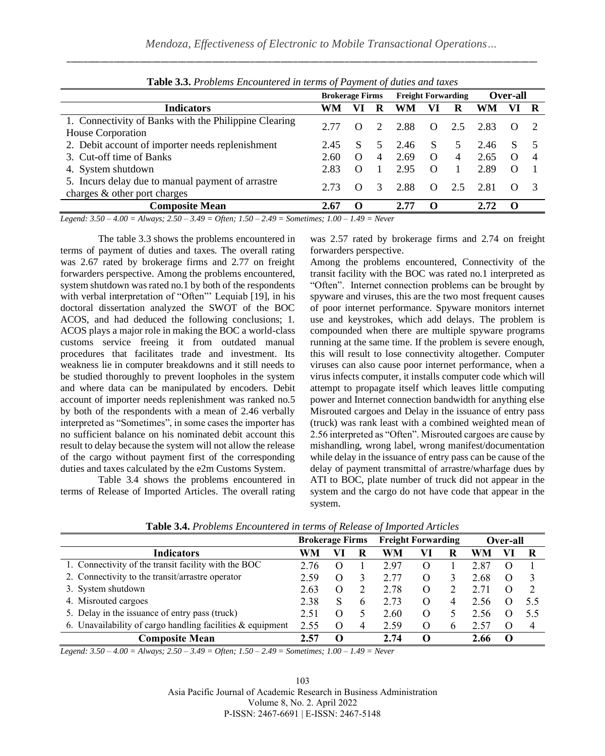**Table 3.3.** *Problems Encountered in terms of Payment of duties and taxes*

| Indicators | Brokerage Firms | | | Freight Forwarding | | | Over-all | | |
|---|---|---|---|---|---|---|---|---|---|
| | WM | VI | R | WM | VI | R | WM | VI | R |
| 1. Connectivity of Banks with the Philippine Clearing House Corporation | 2.77 | O | 2 | 2.88 | O | 2.5 | 2.83 | O | 2 |
| 2. Debit account of importer needs replenishment | 2.45 | S | 5 | 2.46 | S | 5 | 2.46 | S | 5 |
| 3. Cut-off time of Banks | 2.60 | O | 4 | 2.69 | O | 4 | 2.65 | O | 4 |
| 4. System shutdown | 2.83 | O | 1 | 2.95 | O | 1 | 2.89 | O | 1 |
| 5. Incurs delay due to manual payment of arrastre charges & other port charges | 2.73 | O | 3 | 2.88 | O | 2.5 | 2.81 | O | 3 |
| **Composite Mean** | **2.67** | **O** | | **2.77** | **O** | | **2.72** | **O** | |

*Legend: 3.50 – 4.00 = Always; 2.50 – 3.49 = Often; 1.50 – 2.49 = Sometimes; 1.00 – 1.49 = Never*

The table 3.3 shows the problems encountered in terms of payment of duties and taxes. The overall rating was 2.67 rated by brokerage firms and 2.77 on freight forwarders perspective. Among the problems encountered, system shutdown was rated no.1 by both of the respondents with verbal interpretation of "Often"' Lequiab [19], in his doctoral dissertation analyzed the SWOT of the BOC ACOS, and had deduced the following conclusions; 1. ACOS plays a major role in making the BOC a world-class customs service freeing it from outdated manual procedures that facilitates trade and investment. Its weakness lie in computer breakdowns and it still needs to be studied thoroughly to prevent loopholes in the system and where data can be manipulated by encoders. Debit account of importer needs replenishment was ranked no.5 by both of the respondents with a mean of 2.46 verbally interpreted as "Sometimes", in some cases the importer has no sufficient balance on his nominated debit account this result to delay because the system will not allow the release of the cargo without payment first of the corresponding duties and taxes calculated by the e2m Customs System.

Table 3.4 shows the problems encountered in terms of Release of Imported Articles. The overall rating was 2.57 rated by brokerage firms and 2.74 on freight forwarders perspective.

Among the problems encountered, Connectivity of the transit facility with the BOC was rated no.1 interpreted as "Often". Internet connection problems can be brought by spyware and viruses, this are the two most frequent causes of poor internet performance. Spyware monitors internet use and keystrokes, which add delays. The problem is compounded when there are multiple spyware programs running at the same time. If the problem is severe enough, this will result to lose connectivity altogether. Computer viruses can also cause poor internet performance, when a virus infects computer, it installs computer code which will attempt to propagate itself which leaves little computing power and Internet connection bandwidth for anything else Misrouted cargoes and Delay in the issuance of entry pass (truck) was rank least with a combined weighted mean of 2.56 interpreted as "Often". Misrouted cargoes are cause by mishandling, wrong label, wrong manifest/documentation while delay in the issuance of entry pass can be cause of the delay of payment transmittal of arrastre/wharfage dues by ATI to BOC, plate number of truck did not appear in the system and the cargo do not have code that appear in the system.

**Table 3.4.** *Problems Encountered in terms of Release of Imported Articles*

| Indicators | Brokerage Firms | | | Freight Forwarding | | | Over-all | | |
|---|---|---|---|---|---|---|---|---|---|
| | WM | VI | R | WM | VI | R | WM | VI | R |
| 1. Connectivity of the transit facility with the BOC | 2.76 | O | 1 | 2.97 | O | 1 | 2.87 | O | 1 |
| 2. Connectivity to the transit/arrastre operator | 2.59 | O | 3 | 2.77 | O | 3 | 2.68 | O | 3 |
| 3. System shutdown | 2.63 | O | 2 | 2.78 | O | 2 | 2.71 | O | 2 |
| 4. Misrouted cargoes | 2.38 | S | 6 | 2.73 | O | 4 | 2.56 | O | 5.5 |
| 5. Delay in the issuance of entry pass (truck) | 2.51 | O | 5 | 2.60 | O | 5 | 2.56 | O | 5.5 |
| 6. Unavailability of cargo handling facilities & equipment | 2.55 | O | 4 | 2.59 | O | 6 | 2.57 | O | 4 |
| **Composite Mean** | **2.57** | **O** | | **2.74** | **O** | | **2.66** | **O** | |

*Legend: 3.50 – 4.00 = Always; 2.50 – 3.49 = Often; 1.50 – 2.49 = Sometimes; 1.00 – 1.49 = Never*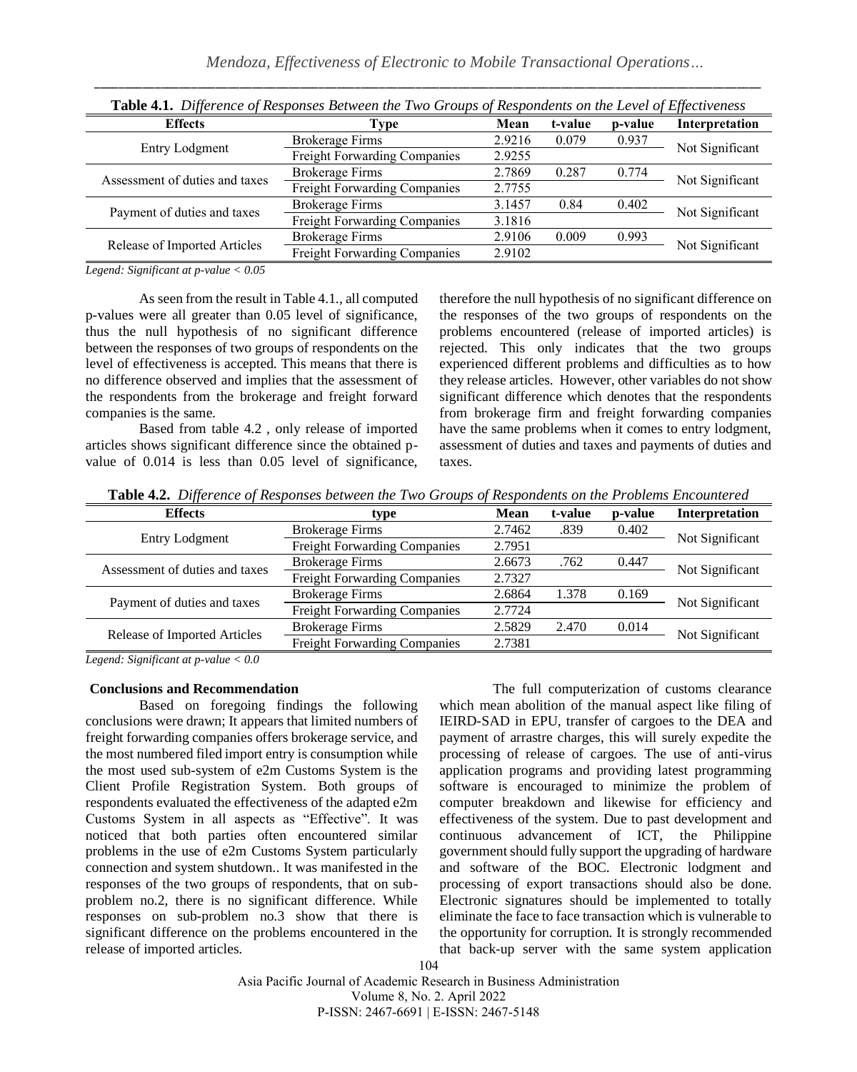**Table 4.1.** *Difference of Responses Between the Two Groups of Respondents on the Level of Effectiveness*

| Effects | Type | Mean | t-value | p-value | Interpretation |
|---|---|---|---|---|---|
| Entry Lodgment | Brokerage Firms | 2.9216 | 0.079 | 0.937 | Not Significant |
| | Freight Forwarding Companies | 2.9255 | | | |
| Assessment of duties and taxes | Brokerage Firms | 2.7869 | 0.287 | 0.774 | Not Significant |
| | Freight Forwarding Companies | 2.7755 | | | |
| Payment of duties and taxes | Brokerage Firms | 3.1457 | 0.84 | 0.402 | Not Significant |
| | Freight Forwarding Companies | 3.1816 | | | |
| Release of Imported Articles | Brokerage Firms | 2.9106 | 0.009 | 0.993 | Not Significant |
| | Freight Forwarding Companies | 2.9102 | | | |

*Legend: Significant at p-value < 0.05*

As seen from the result in Table 4.1., all computed p-values were all greater than 0.05 level of significance, thus the null hypothesis of no significant difference between the responses of two groups of respondents on the level of effectiveness is accepted. This means that there is no difference observed and implies that the assessment of the respondents from the brokerage and freight forward companies is the same.

Based from table 4.2 , only release of imported articles shows significant difference since the obtained p-value of 0.014 is less than 0.05 level of significance, therefore the null hypothesis of no significant difference on the responses of the two groups of respondents on the problems encountered (release of imported articles) is rejected. This only indicates that the two groups experienced different problems and difficulties as to how they release articles. However, other variables do not show significant difference which denotes that the respondents from brokerage firm and freight forwarding companies have the same problems when it comes to entry lodgment, assessment of duties and taxes and payments of duties and taxes.

**Table 4.2.** *Difference of Responses between the Two Groups of Respondents on the Problems Encountered*

| Effects | type | Mean | t-value | p-value | Interpretation |
|---|---|---|---|---|---|
| Entry Lodgment | Brokerage Firms | 2.7462 | .839 | 0.402 | Not Significant |
| | Freight Forwarding Companies | 2.7951 | | | |
| Assessment of duties and taxes | Brokerage Firms | 2.6673 | .762 | 0.447 | Not Significant |
| | Freight Forwarding Companies | 2.7327 | | | |
| Payment of duties and taxes | Brokerage Firms | 2.6864 | 1.378 | 0.169 | Not Significant |
| | Freight Forwarding Companies | 2.7724 | | | |
| Release of Imported Articles | Brokerage Firms | 2.5829 | 2.470 | 0.014 | Not Significant |
| | Freight Forwarding Companies | 2.7381 | | | |

*Legend: Significant at p-value < 0.0*

## Conclusions and Recommendation

Based on foregoing findings the following conclusions were drawn; It appears that limited numbers of freight forwarding companies offers brokerage service, and the most numbered filed import entry is consumption while the most used sub-system of e2m Customs System is the Client Profile Registration System. Both groups of respondents evaluated the effectiveness of the adapted e2m Customs System in all aspects as "Effective". It was noticed that both parties often encountered similar problems in the use of e2m Customs System particularly connection and system shutdown.. It was manifested in the responses of the two groups of respondents, that on sub-problem no.2, there is no significant difference. While responses on sub-problem no.3 show that there is significant difference on the problems encountered in the release of imported articles.

The full computerization of customs clearance which mean abolition of the manual aspect like filing of IEIRD-SAD in EPU, transfer of cargoes to the DEA and payment of arrastre charges, this will surely expedite the processing of release of cargoes. The use of anti-virus application programs and providing latest programming software is encouraged to minimize the problem of computer breakdown and likewise for efficiency and effectiveness of the system. Due to past development and continuous advancement of ICT, the Philippine government should fully support the upgrading of hardware and software of the BOC. Electronic lodgment and processing of export transactions should also be done. Electronic signatures should be implemented to totally eliminate the face to face transaction which is vulnerable to the opportunity for corruption. It is strongly recommended that back-up server with the same system application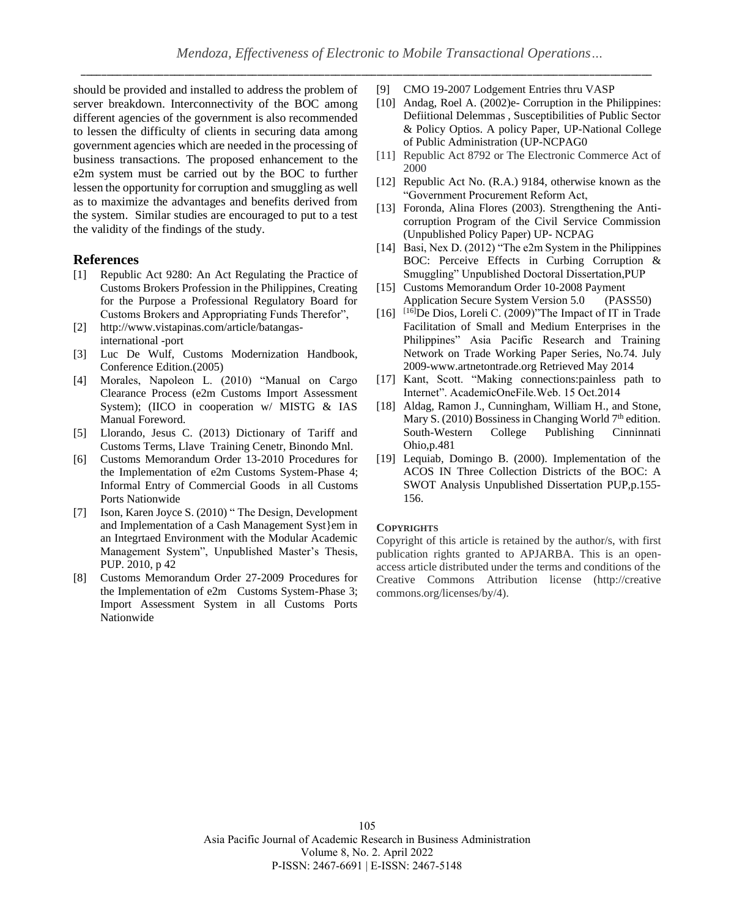should be provided and installed to address the problem of server breakdown. Interconnectivity of the BOC among different agencies of the government is also recommended to lessen the difficulty of clients in securing data among government agencies which are needed in the processing of business transactions. The proposed enhancement to the e2m system must be carried out by the BOC to further lessen the opportunity for corruption and smuggling as well as to maximize the advantages and benefits derived from the system. Similar studies are encouraged to put to a test the validity of the findings of the study.

## References

[1] Republic Act 9280: An Act Regulating the Practice of Customs Brokers Profession in the Philippines, Creating for the Purpose a Professional Regulatory Board for Customs Brokers and Appropriating Funds Therefor",

[2] http://www.vistapinas.com/article/batangas-international -port

[3] Luc De Wulf, Customs Modernization Handbook, Conference Edition.(2005)

[4] Morales, Napoleon L. (2010) "Manual on Cargo Clearance Process (e2m Customs Import Assessment System); (IICO in cooperation w/ MISTG & IAS Manual Foreword.

[5] Llorando, Jesus C. (2013) Dictionary of Tariff and Customs Terms, Llave Training Cenetr, Binondo Mnl.

[6] Customs Memorandum Order 13-2010 Procedures for the Implementation of e2m Customs System-Phase 4; Informal Entry of Commercial Goods in all Customs Ports Nationwide

[7] Ison, Karen Joyce S. (2010) " The Design, Development and Implementation of a Cash Management Syst}em in an Integrtaed Environment with the Modular Academic Management System", Unpublished Master's Thesis, PUP. 2010, p 42

[8] Customs Memorandum Order 27-2009 Procedures for the Implementation of e2m Customs System-Phase 3; Import Assessment System in all Customs Ports Nationwide

[9] CMO 19-2007 Lodgement Entries thru VASP

[10] Andag, Roel A. (2002)e- Corruption in the Philippines: Defiitional Delemmas , Susceptibilities of Public Sector & Policy Optios. A policy Paper, UP-National College of Public Administration (UP-NCPAG0

[11] Republic Act 8792 or The Electronic Commerce Act of 2000

[12] Republic Act No. (R.A.) 9184, otherwise known as the "Government Procurement Reform Act,

[13] Foronda, Alina Flores (2003). Strengthening the Anti-corruption Program of the Civil Service Commission (Unpublished Policy Paper) UP- NCPAG

[14] Basi, Nex D. (2012) "The e2m System in the Philippines BOC: Perceive Effects in Curbing Corruption & Smuggling" Unpublished Doctoral Dissertation,PUP

[15] Customs Memorandum Order 10-2008 Payment Application Secure System Version 5.0 (PASS50)

[16] [16]De Dios, Loreli C. (2009)"The Impact of IT in Trade Facilitation of Small and Medium Enterprises in the Philippines" Asia Pacific Research and Training Network on Trade Working Paper Series, No.74. July 2009-www.artnetontrade.org Retrieved May 2014

[17] Kant, Scott. "Making connections:painless path to Internet". AcademicOneFile.Web. 15 Oct.2014

[18] Aldag, Ramon J., Cunningham, William H., and Stone, Mary S. (2010) Bossiness in Changing World 7th edition. South-Western College Publishing Cinninnati Ohio,p.481

[19] Lequiab, Domingo B. (2000). Implementation of the ACOS IN Three Collection Districts of the BOC: A SWOT Analysis Unpublished Dissertation PUP,p.155-156.

**COPYRIGHTS**

Copyright of this article is retained by the author/s, with first publication rights granted to APJARBA. This is an open-access article distributed under the terms and conditions of the Creative Commons Attribution license (http://creative commons.org/licenses/by/4).